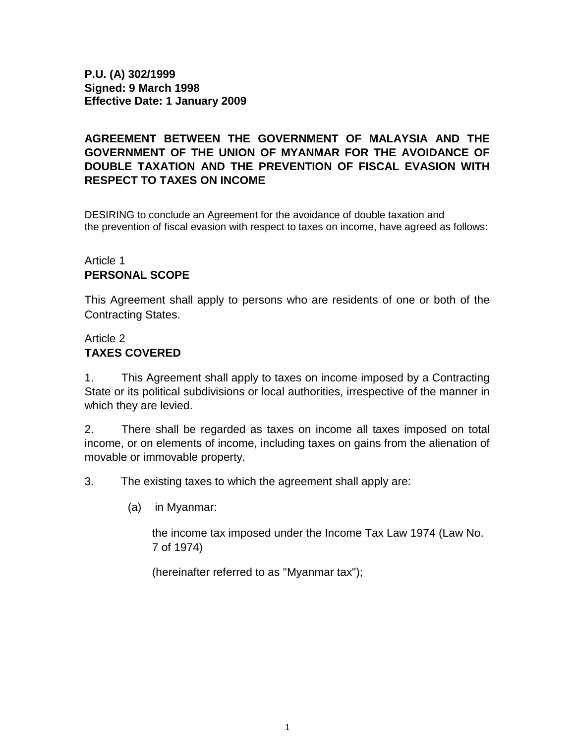**P.U. (A) 302/1999**
**Signed: 9 March 1998**
**Effective Date: 1 January 2009**

# AGREEMENT BETWEEN THE GOVERNMENT OF MALAYSIA AND THE GOVERNMENT OF THE UNION OF MYANMAR FOR THE AVOIDANCE OF DOUBLE TAXATION AND THE PREVENTION OF FISCAL EVASION WITH RESPECT TO TAXES ON INCOME

DESIRING to conclude an Agreement for the avoidance of double taxation and the prevention of fiscal evasion with respect to taxes on income, have agreed as follows:

## Article 1
## PERSONAL SCOPE

This Agreement shall apply to persons who are residents of one or both of the Contracting States.

## Article 2
## TAXES COVERED

1. This Agreement shall apply to taxes on income imposed by a Contracting State or its political subdivisions or local authorities, irrespective of the manner in which they are levied.

2. There shall be regarded as taxes on income all taxes imposed on total income, or on elements of income, including taxes on gains from the alienation of movable or immovable property.

3. The existing taxes to which the agreement shall apply are:

(a) in Myanmar:

the income tax imposed under the Income Tax Law 1974 (Law No. 7 of 1974)

(hereinafter referred to as "Myanmar tax");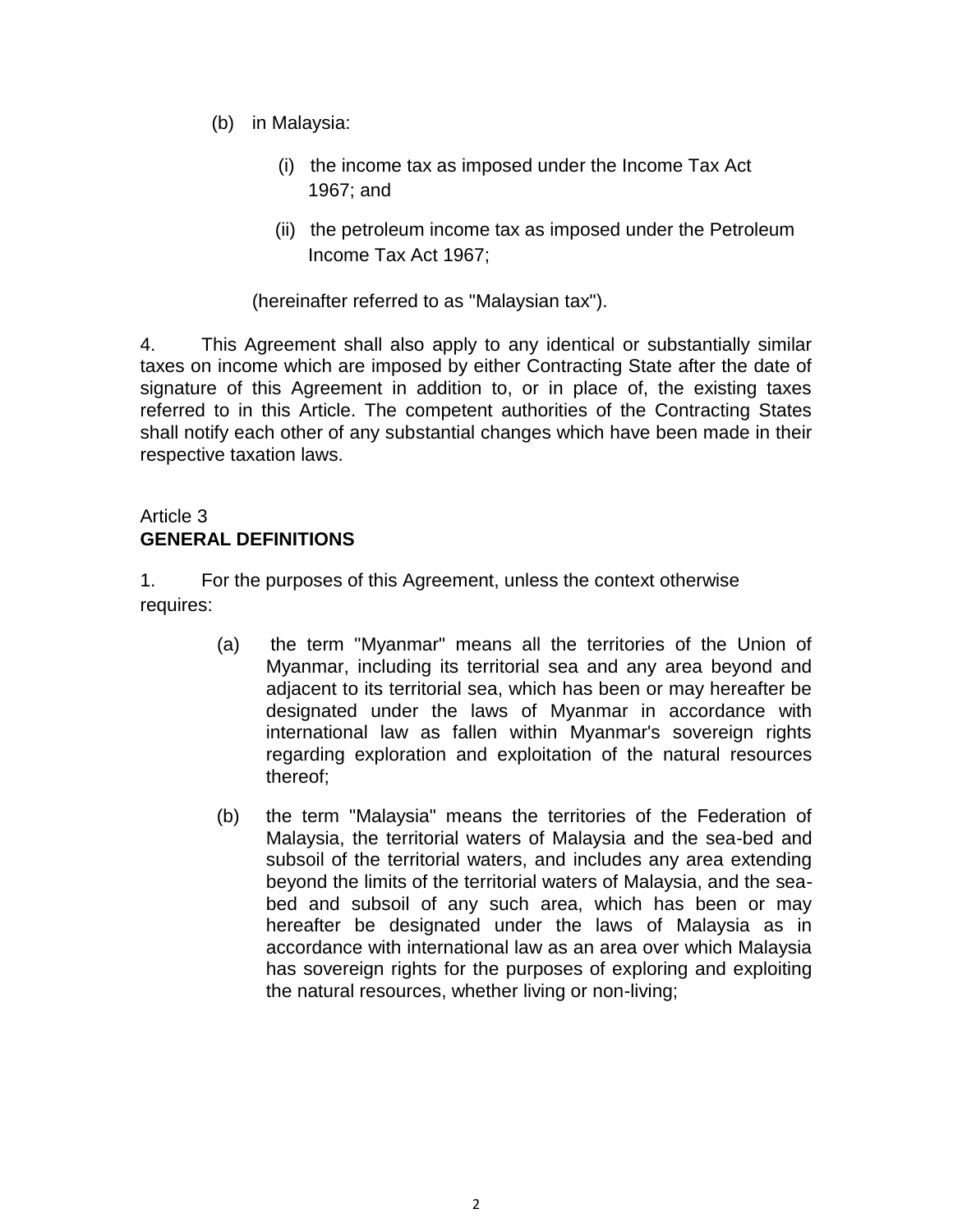(b) in Malaysia:

(i) the income tax as imposed under the Income Tax Act 1967; and

(ii) the petroleum income tax as imposed under the Petroleum Income Tax Act 1967;

(hereinafter referred to as "Malaysian tax").

4. This Agreement shall also apply to any identical or substantially similar taxes on income which are imposed by either Contracting State after the date of signature of this Agreement in addition to, or in place of, the existing taxes referred to in this Article. The competent authorities of the Contracting States shall notify each other of any substantial changes which have been made in their respective taxation laws.

Article 3
**GENERAL DEFINITIONS**

1. For the purposes of this Agreement, unless the context otherwise requires:

(a) the term "Myanmar" means all the territories of the Union of Myanmar, including its territorial sea and any area beyond and adjacent to its territorial sea, which has been or may hereafter be designated under the laws of Myanmar in accordance with international law as fallen within Myanmar's sovereign rights regarding exploration and exploitation of the natural resources thereof;

(b) the term "Malaysia" means the territories of the Federation of Malaysia, the territorial waters of Malaysia and the sea-bed and subsoil of the territorial waters, and includes any area extending beyond the limits of the territorial waters of Malaysia, and the sea-bed and subsoil of any such area, which has been or may hereafter be designated under the laws of Malaysia as in accordance with international law as an area over which Malaysia has sovereign rights for the purposes of exploring and exploiting the natural resources, whether living or non-living;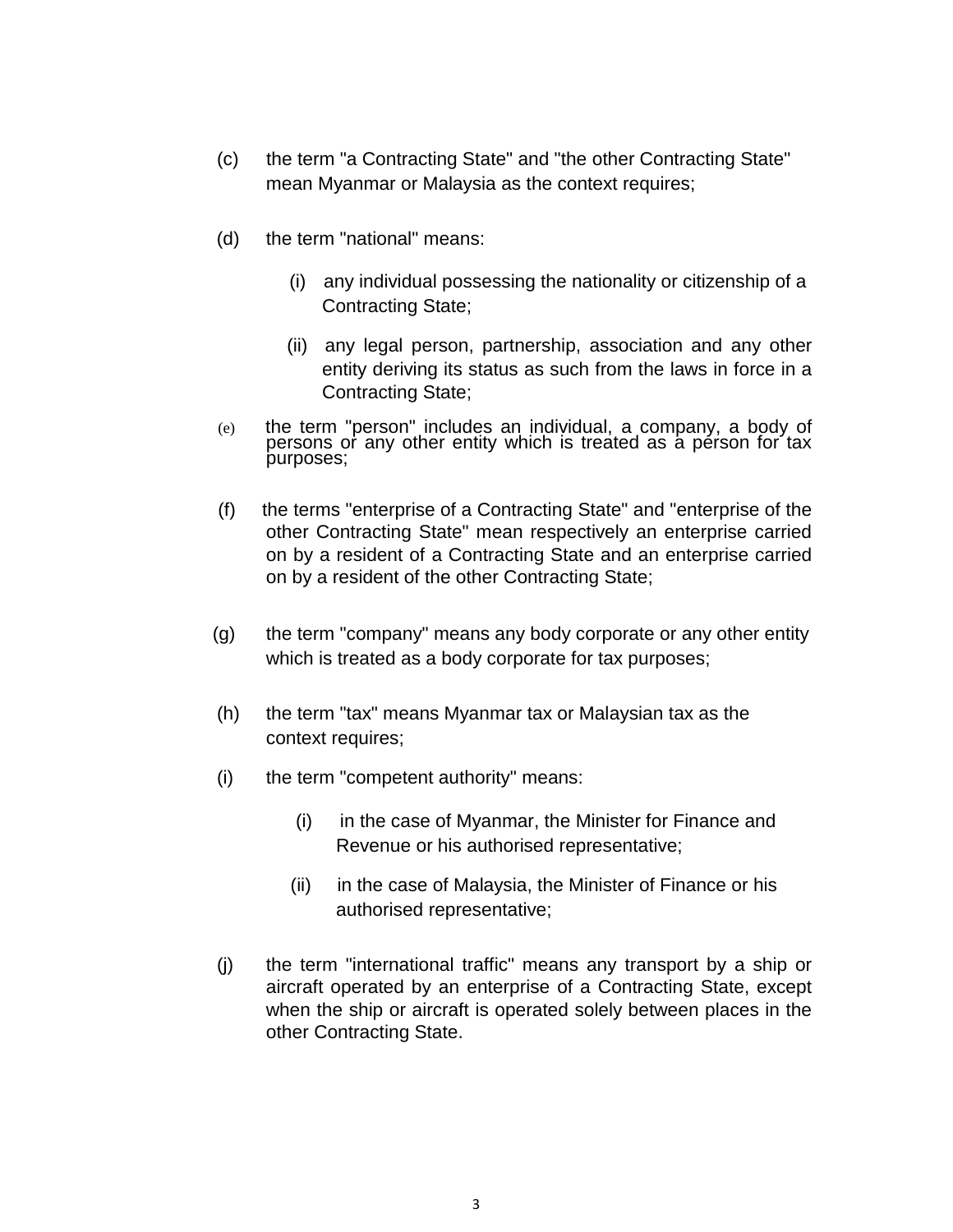(c) the term "a Contracting State" and "the other Contracting State" mean Myanmar or Malaysia as the context requires;

(d) the term "national" means:

  (i) any individual possessing the nationality or citizenship of a Contracting State;

  (ii) any legal person, partnership, association and any other entity deriving its status as such from the laws in force in a Contracting State;

(e) the term "person" includes an individual, a company, a body of persons or any other entity which is treated as a person for tax purposes;

(f) the terms "enterprise of a Contracting State" and "enterprise of the other Contracting State" mean respectively an enterprise carried on by a resident of a Contracting State and an enterprise carried on by a resident of the other Contracting State;

(g) the term "company" means any body corporate or any other entity which is treated as a body corporate for tax purposes;

(h) the term "tax" means Myanmar tax or Malaysian tax as the context requires;

(i) the term "competent authority" means:

  (i) in the case of Myanmar, the Minister for Finance and Revenue or his authorised representative;

  (ii) in the case of Malaysia, the Minister of Finance or his authorised representative;

(j) the term "international traffic" means any transport by a ship or aircraft operated by an enterprise of a Contracting State, except when the ship or aircraft is operated solely between places in the other Contracting State.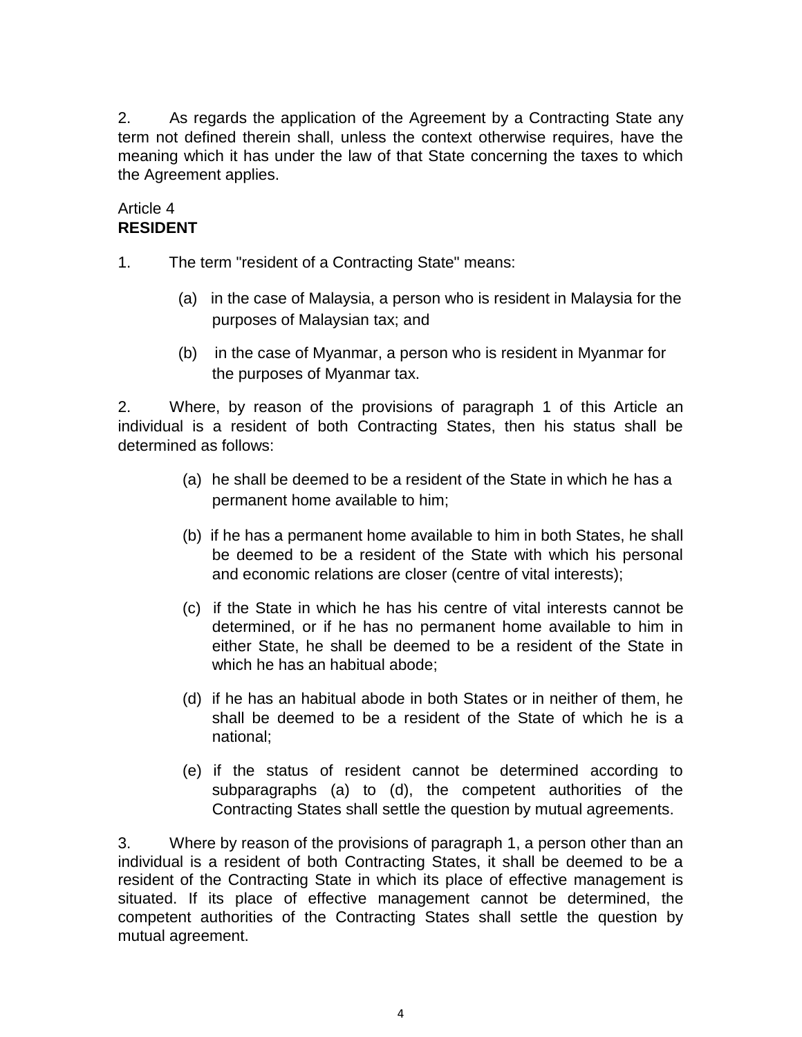2. As regards the application of the Agreement by a Contracting State any term not defined therein shall, unless the context otherwise requires, have the meaning which it has under the law of that State concerning the taxes to which the Agreement applies.

Article 4
**RESIDENT**

1. The term "resident of a Contracting State" means:

(a) in the case of Malaysia, a person who is resident in Malaysia for the purposes of Malaysian tax; and

(b) in the case of Myanmar, a person who is resident in Myanmar for the purposes of Myanmar tax.

2. Where, by reason of the provisions of paragraph 1 of this Article an individual is a resident of both Contracting States, then his status shall be determined as follows:

(a) he shall be deemed to be a resident of the State in which he has a permanent home available to him;

(b) if he has a permanent home available to him in both States, he shall be deemed to be a resident of the State with which his personal and economic relations are closer (centre of vital interests);

(c) if the State in which he has his centre of vital interests cannot be determined, or if he has no permanent home available to him in either State, he shall be deemed to be a resident of the State in which he has an habitual abode;

(d) if he has an habitual abode in both States or in neither of them, he shall be deemed to be a resident of the State of which he is a national;

(e) if the status of resident cannot be determined according to subparagraphs (a) to (d), the competent authorities of the Contracting States shall settle the question by mutual agreements.

3. Where by reason of the provisions of paragraph 1, a person other than an individual is a resident of both Contracting States, it shall be deemed to be a resident of the Contracting State in which its place of effective management is situated. If its place of effective management cannot be determined, the competent authorities of the Contracting States shall settle the question by mutual agreement.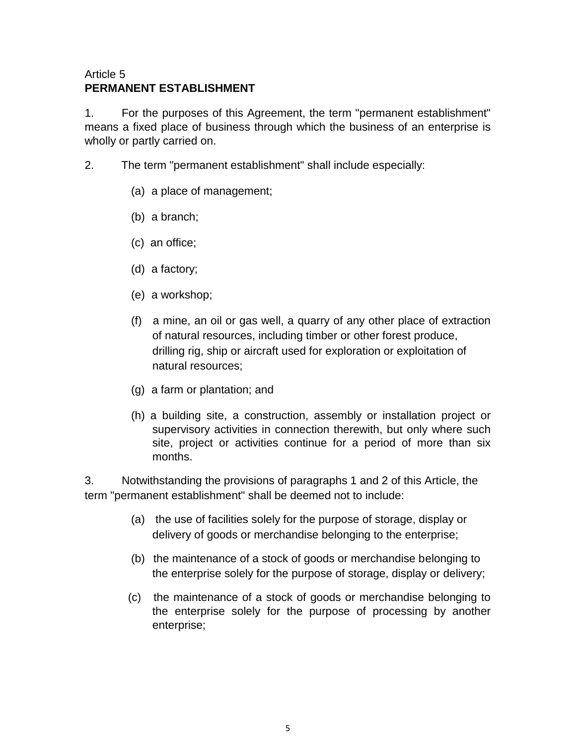Article 5

**PERMANENT ESTABLISHMENT**

1. For the purposes of this Agreement, the term "permanent establishment" means a fixed place of business through which the business of an enterprise is wholly or partly carried on.

2. The term "permanent establishment" shall include especially:

   (a) a place of management;

   (b) a branch;

   (c) an office;

   (d) a factory;

   (e) a workshop;

   (f) a mine, an oil or gas well, a quarry of any other place of extraction of natural resources, including timber or other forest produce, drilling rig, ship or aircraft used for exploration or exploitation of natural resources;

   (g) a farm or plantation; and

   (h) a building site, a construction, assembly or installation project or supervisory activities in connection therewith, but only where such site, project or activities continue for a period of more than six months.

3. Notwithstanding the provisions of paragraphs 1 and 2 of this Article, the term "permanent establishment" shall be deemed not to include:

   (a) the use of facilities solely for the purpose of storage, display or delivery of goods or merchandise belonging to the enterprise;

   (b) the maintenance of a stock of goods or merchandise belonging to the enterprise solely for the purpose of storage, display or delivery;

   (c) the maintenance of a stock of goods or merchandise belonging to the enterprise solely for the purpose of processing by another enterprise;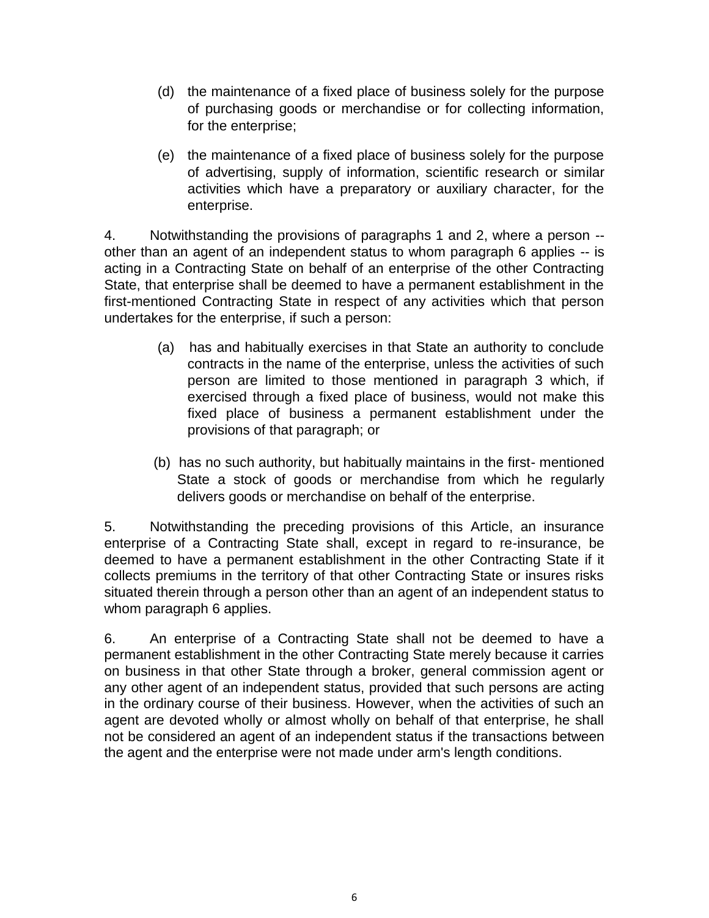(d) the maintenance of a fixed place of business solely for the purpose of purchasing goods or merchandise or for collecting information, for the enterprise;

(e) the maintenance of a fixed place of business solely for the purpose of advertising, supply of information, scientific research or similar activities which have a preparatory or auxiliary character, for the enterprise.

4. Notwithstanding the provisions of paragraphs 1 and 2, where a person -- other than an agent of an independent status to whom paragraph 6 applies -- is acting in a Contracting State on behalf of an enterprise of the other Contracting State, that enterprise shall be deemed to have a permanent establishment in the first-mentioned Contracting State in respect of any activities which that person undertakes for the enterprise, if such a person:

(a) has and habitually exercises in that State an authority to conclude contracts in the name of the enterprise, unless the activities of such person are limited to those mentioned in paragraph 3 which, if exercised through a fixed place of business, would not make this fixed place of business a permanent establishment under the provisions of that paragraph; or

(b) has no such authority, but habitually maintains in the first- mentioned State a stock of goods or merchandise from which he regularly delivers goods or merchandise on behalf of the enterprise.

5. Notwithstanding the preceding provisions of this Article, an insurance enterprise of a Contracting State shall, except in regard to re-insurance, be deemed to have a permanent establishment in the other Contracting State if it collects premiums in the territory of that other Contracting State or insures risks situated therein through a person other than an agent of an independent status to whom paragraph 6 applies.

6. An enterprise of a Contracting State shall not be deemed to have a permanent establishment in the other Contracting State merely because it carries on business in that other State through a broker, general commission agent or any other agent of an independent status, provided that such persons are acting in the ordinary course of their business. However, when the activities of such an agent are devoted wholly or almost wholly on behalf of that enterprise, he shall not be considered an agent of an independent status if the transactions between the agent and the enterprise were not made under arm's length conditions.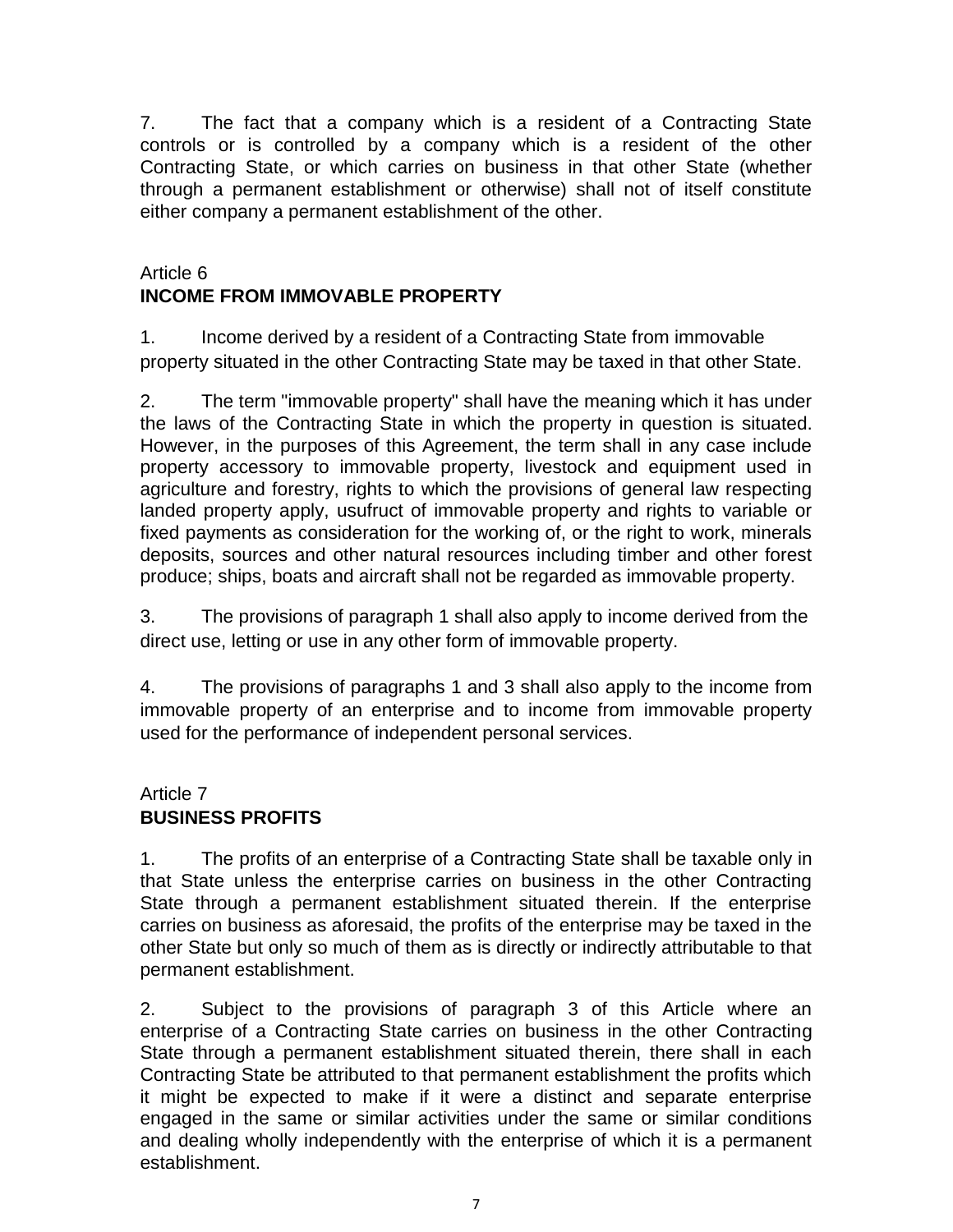7. The fact that a company which is a resident of a Contracting State controls or is controlled by a company which is a resident of the other Contracting State, or which carries on business in that other State (whether through a permanent establishment or otherwise) shall not of itself constitute either company a permanent establishment of the other.

Article 6
**INCOME FROM IMMOVABLE PROPERTY**

1. Income derived by a resident of a Contracting State from immovable property situated in the other Contracting State may be taxed in that other State.

2. The term "immovable property" shall have the meaning which it has under the laws of the Contracting State in which the property in question is situated. However, in the purposes of this Agreement, the term shall in any case include property accessory to immovable property, livestock and equipment used in agriculture and forestry, rights to which the provisions of general law respecting landed property apply, usufruct of immovable property and rights to variable or fixed payments as consideration for the working of, or the right to work, minerals deposits, sources and other natural resources including timber and other forest produce; ships, boats and aircraft shall not be regarded as immovable property.

3. The provisions of paragraph 1 shall also apply to income derived from the direct use, letting or use in any other form of immovable property.

4. The provisions of paragraphs 1 and 3 shall also apply to the income from immovable property of an enterprise and to income from immovable property used for the performance of independent personal services.

Article 7
**BUSINESS PROFITS**

1. The profits of an enterprise of a Contracting State shall be taxable only in that State unless the enterprise carries on business in the other Contracting State through a permanent establishment situated therein. If the enterprise carries on business as aforesaid, the profits of the enterprise may be taxed in the other State but only so much of them as is directly or indirectly attributable to that permanent establishment.

2. Subject to the provisions of paragraph 3 of this Article where an enterprise of a Contracting State carries on business in the other Contracting State through a permanent establishment situated therein, there shall in each Contracting State be attributed to that permanent establishment the profits which it might be expected to make if it were a distinct and separate enterprise engaged in the same or similar activities under the same or similar conditions and dealing wholly independently with the enterprise of which it is a permanent establishment.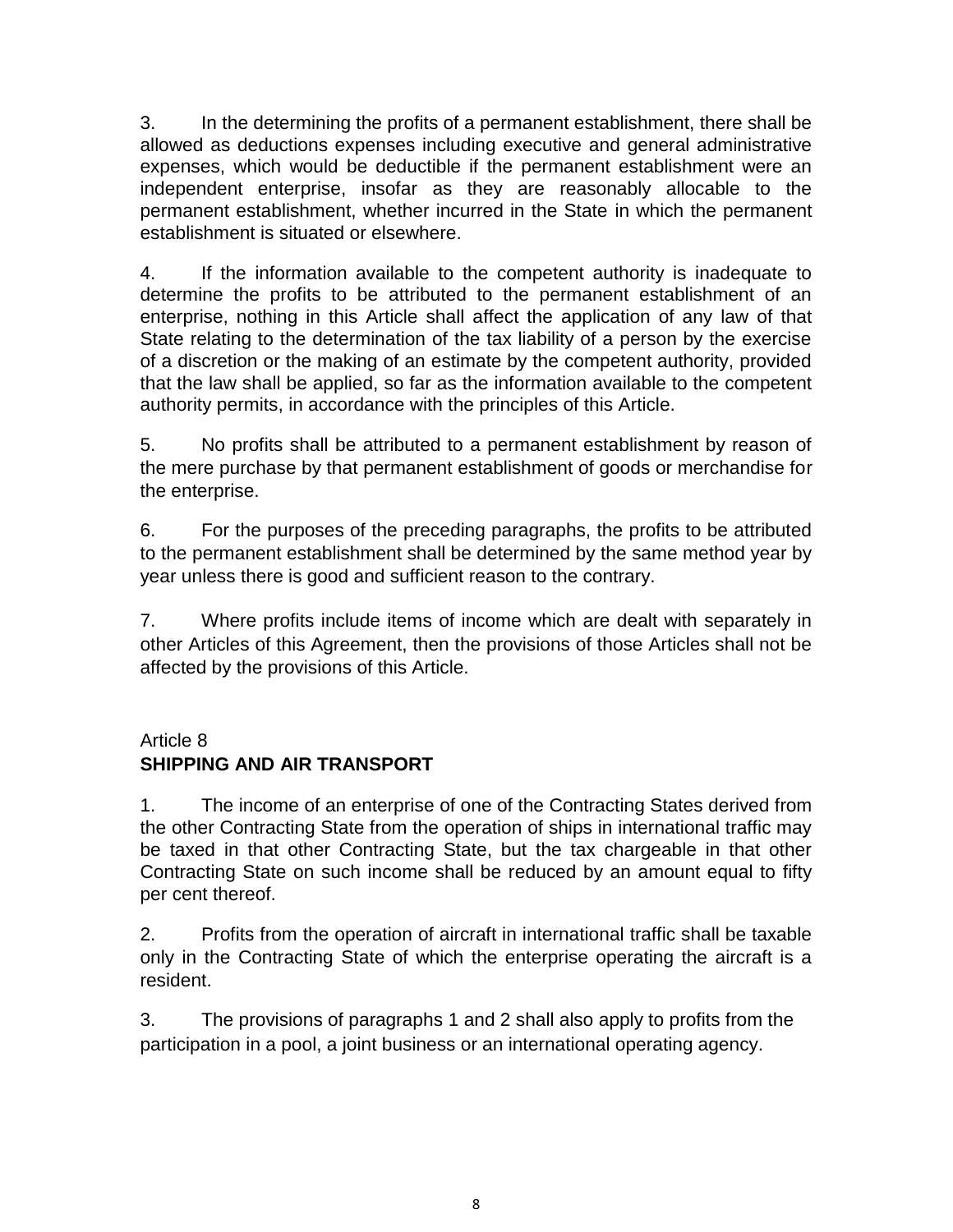3. In the determining the profits of a permanent establishment, there shall be allowed as deductions expenses including executive and general administrative expenses, which would be deductible if the permanent establishment were an independent enterprise, insofar as they are reasonably allocable to the permanent establishment, whether incurred in the State in which the permanent establishment is situated or elsewhere.

4. If the information available to the competent authority is inadequate to determine the profits to be attributed to the permanent establishment of an enterprise, nothing in this Article shall affect the application of any law of that State relating to the determination of the tax liability of a person by the exercise of a discretion or the making of an estimate by the competent authority, provided that the law shall be applied, so far as the information available to the competent authority permits, in accordance with the principles of this Article.

5. No profits shall be attributed to a permanent establishment by reason of the mere purchase by that permanent establishment of goods or merchandise for the enterprise.

6. For the purposes of the preceding paragraphs, the profits to be attributed to the permanent establishment shall be determined by the same method year by year unless there is good and sufficient reason to the contrary.

7. Where profits include items of income which are dealt with separately in other Articles of this Agreement, then the provisions of those Articles shall not be affected by the provisions of this Article.

## Article 8
## SHIPPING AND AIR TRANSPORT

1. The income of an enterprise of one of the Contracting States derived from the other Contracting State from the operation of ships in international traffic may be taxed in that other Contracting State, but the tax chargeable in that other Contracting State on such income shall be reduced by an amount equal to fifty per cent thereof.

2. Profits from the operation of aircraft in international traffic shall be taxable only in the Contracting State of which the enterprise operating the aircraft is a resident.

3. The provisions of paragraphs 1 and 2 shall also apply to profits from the participation in a pool, a joint business or an international operating agency.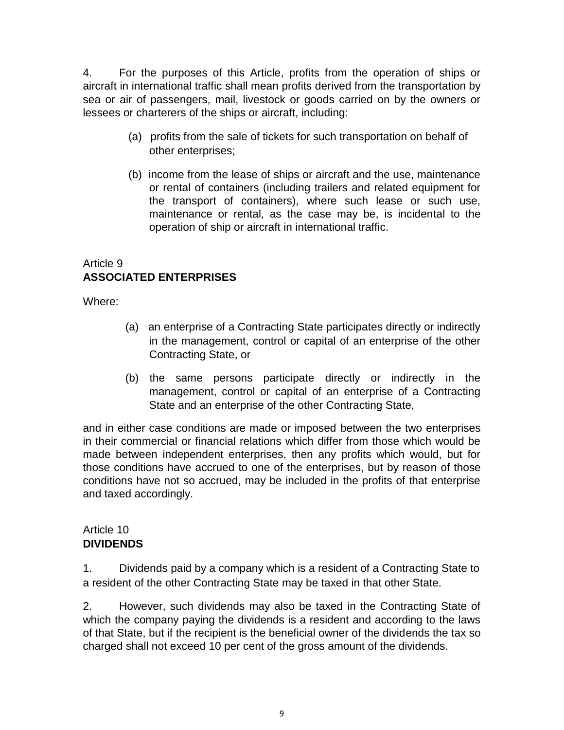4. For the purposes of this Article, profits from the operation of ships or aircraft in international traffic shall mean profits derived from the transportation by sea or air of passengers, mail, livestock or goods carried on by the owners or lessees or charterers of the ships or aircraft, including:

(a) profits from the sale of tickets for such transportation on behalf of other enterprises;

(b) income from the lease of ships or aircraft and the use, maintenance or rental of containers (including trailers and related equipment for the transport of containers), where such lease or such use, maintenance or rental, as the case may be, is incidental to the operation of ship or aircraft in international traffic.

## Article 9
## ASSOCIATED ENTERPRISES

Where:

(a) an enterprise of a Contracting State participates directly or indirectly in the management, control or capital of an enterprise of the other Contracting State, or

(b) the same persons participate directly or indirectly in the management, control or capital of an enterprise of a Contracting State and an enterprise of the other Contracting State,

and in either case conditions are made or imposed between the two enterprises in their commercial or financial relations which differ from those which would be made between independent enterprises, then any profits which would, but for those conditions have accrued to one of the enterprises, but by reason of those conditions have not so accrued, may be included in the profits of that enterprise and taxed accordingly.

## Article 10
## DIVIDENDS

1. Dividends paid by a company which is a resident of a Contracting State to a resident of the other Contracting State may be taxed in that other State.

2. However, such dividends may also be taxed in the Contracting State of which the company paying the dividends is a resident and according to the laws of that State, but if the recipient is the beneficial owner of the dividends the tax so charged shall not exceed 10 per cent of the gross amount of the dividends.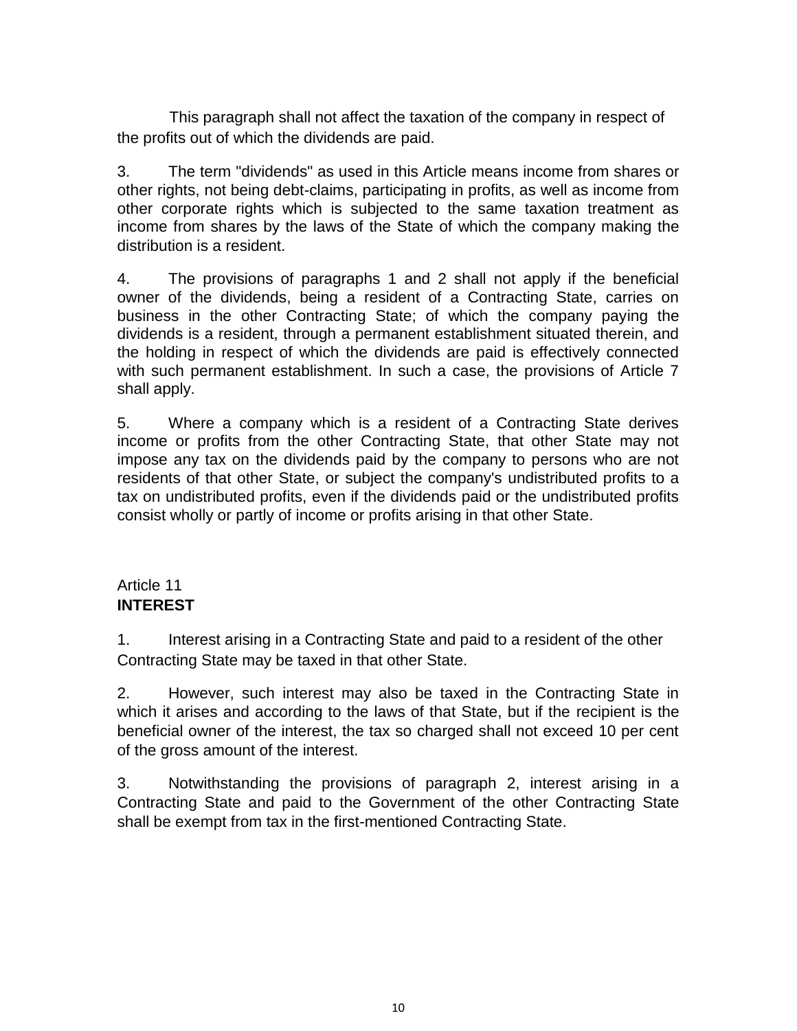This paragraph shall not affect the taxation of the company in respect of the profits out of which the dividends are paid.

3. The term "dividends" as used in this Article means income from shares or other rights, not being debt-claims, participating in profits, as well as income from other corporate rights which is subjected to the same taxation treatment as income from shares by the laws of the State of which the company making the distribution is a resident.

4. The provisions of paragraphs 1 and 2 shall not apply if the beneficial owner of the dividends, being a resident of a Contracting State, carries on business in the other Contracting State; of which the company paying the dividends is a resident, through a permanent establishment situated therein, and the holding in respect of which the dividends are paid is effectively connected with such permanent establishment. In such a case, the provisions of Article 7 shall apply.

5. Where a company which is a resident of a Contracting State derives income or profits from the other Contracting State, that other State may not impose any tax on the dividends paid by the company to persons who are not residents of that other State, or subject the company's undistributed profits to a tax on undistributed profits, even if the dividends paid or the undistributed profits consist wholly or partly of income or profits arising in that other State.

## Article 11
## **INTEREST**

1. Interest arising in a Contracting State and paid to a resident of the other Contracting State may be taxed in that other State.

2. However, such interest may also be taxed in the Contracting State in which it arises and according to the laws of that State, but if the recipient is the beneficial owner of the interest, the tax so charged shall not exceed 10 per cent of the gross amount of the interest.

3. Notwithstanding the provisions of paragraph 2, interest arising in a Contracting State and paid to the Government of the other Contracting State shall be exempt from tax in the first-mentioned Contracting State.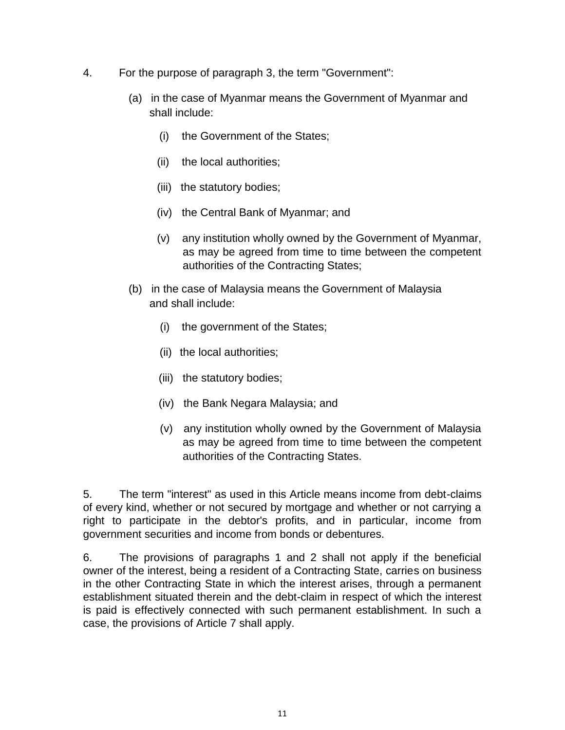4. For the purpose of paragraph 3, the term "Government":

   (a) in the case of Myanmar means the Government of Myanmar and shall include:

      (i) the Government of the States;

      (ii) the local authorities;

      (iii) the statutory bodies;

      (iv) the Central Bank of Myanmar; and

      (v) any institution wholly owned by the Government of Myanmar, as may be agreed from time to time between the competent authorities of the Contracting States;

   (b) in the case of Malaysia means the Government of Malaysia and shall include:

      (i) the government of the States;

      (ii) the local authorities;

      (iii) the statutory bodies;

      (iv) the Bank Negara Malaysia; and

      (v) any institution wholly owned by the Government of Malaysia as may be agreed from time to time between the competent authorities of the Contracting States.

5. The term "interest" as used in this Article means income from debt-claims of every kind, whether or not secured by mortgage and whether or not carrying a right to participate in the debtor's profits, and in particular, income from government securities and income from bonds or debentures.

6. The provisions of paragraphs 1 and 2 shall not apply if the beneficial owner of the interest, being a resident of a Contracting State, carries on business in the other Contracting State in which the interest arises, through a permanent establishment situated therein and the debt-claim in respect of which the interest is paid is effectively connected with such permanent establishment. In such a case, the provisions of Article 7 shall apply.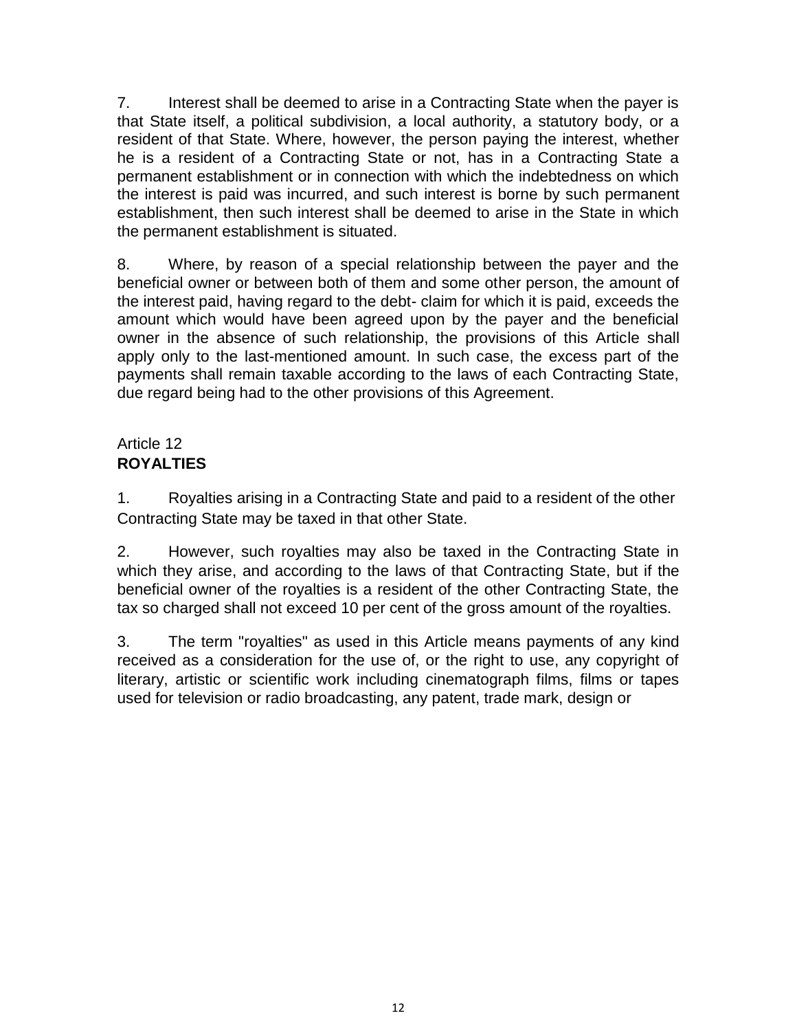7. Interest shall be deemed to arise in a Contracting State when the payer is that State itself, a political subdivision, a local authority, a statutory body, or a resident of that State. Where, however, the person paying the interest, whether he is a resident of a Contracting State or not, has in a Contracting State a permanent establishment or in connection with which the indebtedness on which the interest is paid was incurred, and such interest is borne by such permanent establishment, then such interest shall be deemed to arise in the State in which the permanent establishment is situated.

8. Where, by reason of a special relationship between the payer and the beneficial owner or between both of them and some other person, the amount of the interest paid, having regard to the debt- claim for which it is paid, exceeds the amount which would have been agreed upon by the payer and the beneficial owner in the absence of such relationship, the provisions of this Article shall apply only to the last-mentioned amount. In such case, the excess part of the payments shall remain taxable according to the laws of each Contracting State, due regard being had to the other provisions of this Agreement.

## Article 12
**ROYALTIES**

1. Royalties arising in a Contracting State and paid to a resident of the other Contracting State may be taxed in that other State.

2. However, such royalties may also be taxed in the Contracting State in which they arise, and according to the laws of that Contracting State, but if the beneficial owner of the royalties is a resident of the other Contracting State, the tax so charged shall not exceed 10 per cent of the gross amount of the royalties.

3. The term "royalties" as used in this Article means payments of any kind received as a consideration for the use of, or the right to use, any copyright of literary, artistic or scientific work including cinematograph films, films or tapes used for television or radio broadcasting, any patent, trade mark, design or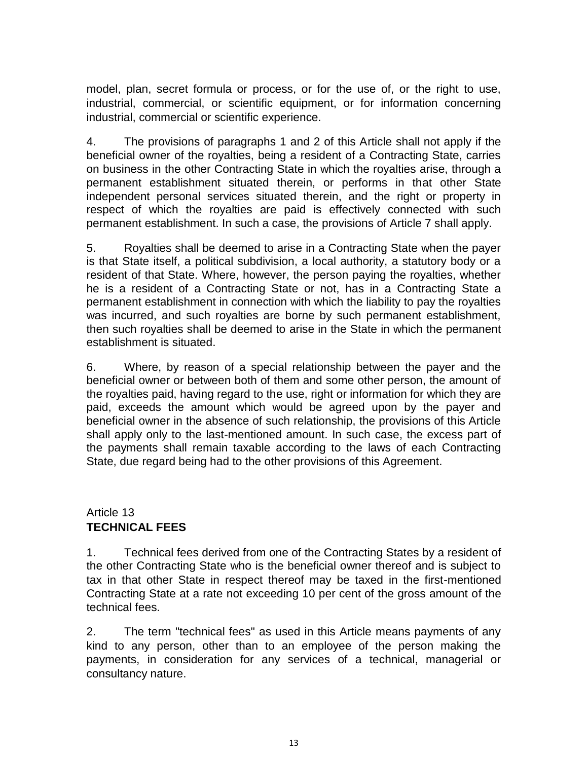model, plan, secret formula or process, or for the use of, or the right to use, industrial, commercial, or scientific equipment, or for information concerning industrial, commercial or scientific experience.

4. The provisions of paragraphs 1 and 2 of this Article shall not apply if the beneficial owner of the royalties, being a resident of a Contracting State, carries on business in the other Contracting State in which the royalties arise, through a permanent establishment situated therein, or performs in that other State independent personal services situated therein, and the right or property in respect of which the royalties are paid is effectively connected with such permanent establishment. In such a case, the provisions of Article 7 shall apply.

5. Royalties shall be deemed to arise in a Contracting State when the payer is that State itself, a political subdivision, a local authority, a statutory body or a resident of that State. Where, however, the person paying the royalties, whether he is a resident of a Contracting State or not, has in a Contracting State a permanent establishment in connection with which the liability to pay the royalties was incurred, and such royalties are borne by such permanent establishment, then such royalties shall be deemed to arise in the State in which the permanent establishment is situated.

6. Where, by reason of a special relationship between the payer and the beneficial owner or between both of them and some other person, the amount of the royalties paid, having regard to the use, right or information for which they are paid, exceeds the amount which would be agreed upon by the payer and beneficial owner in the absence of such relationship, the provisions of this Article shall apply only to the last-mentioned amount. In such case, the excess part of the payments shall remain taxable according to the laws of each Contracting State, due regard being had to the other provisions of this Agreement.

## Article 13
## **TECHNICAL FEES**

1. Technical fees derived from one of the Contracting States by a resident of the other Contracting State who is the beneficial owner thereof and is subject to tax in that other State in respect thereof may be taxed in the first-mentioned Contracting State at a rate not exceeding 10 per cent of the gross amount of the technical fees.

2. The term "technical fees" as used in this Article means payments of any kind to any person, other than to an employee of the person making the payments, in consideration for any services of a technical, managerial or consultancy nature.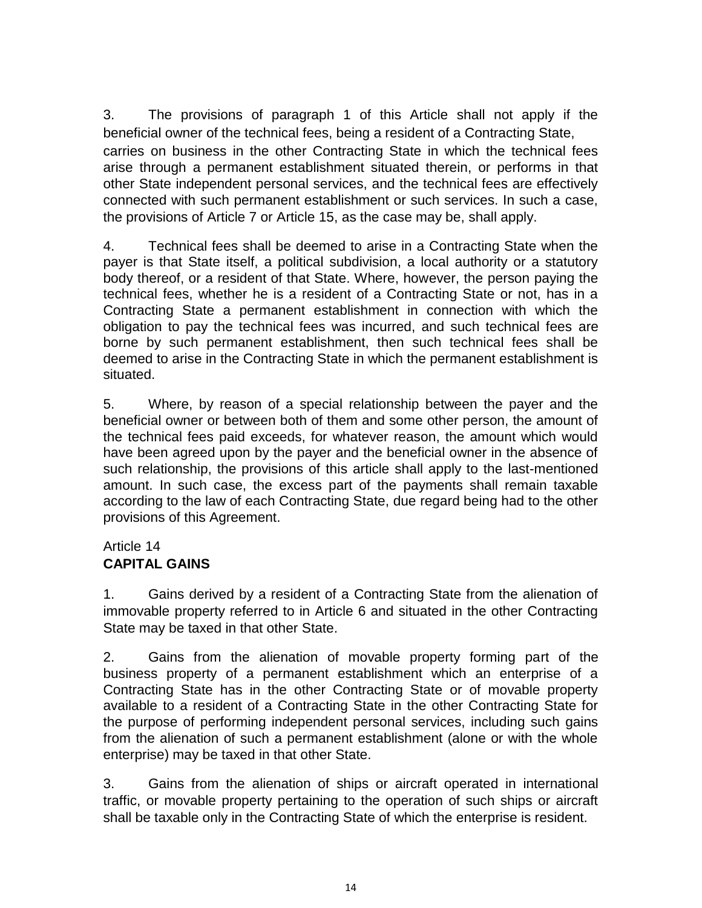3. The provisions of paragraph 1 of this Article shall not apply if the beneficial owner of the technical fees, being a resident of a Contracting State, carries on business in the other Contracting State in which the technical fees arise through a permanent establishment situated therein, or performs in that other State independent personal services, and the technical fees are effectively connected with such permanent establishment or such services. In such a case, the provisions of Article 7 or Article 15, as the case may be, shall apply.

4. Technical fees shall be deemed to arise in a Contracting State when the payer is that State itself, a political subdivision, a local authority or a statutory body thereof, or a resident of that State. Where, however, the person paying the technical fees, whether he is a resident of a Contracting State or not, has in a Contracting State a permanent establishment in connection with which the obligation to pay the technical fees was incurred, and such technical fees are borne by such permanent establishment, then such technical fees shall be deemed to arise in the Contracting State in which the permanent establishment is situated.

5. Where, by reason of a special relationship between the payer and the beneficial owner or between both of them and some other person, the amount of the technical fees paid exceeds, for whatever reason, the amount which would have been agreed upon by the payer and the beneficial owner in the absence of such relationship, the provisions of this article shall apply to the last-mentioned amount. In such case, the excess part of the payments shall remain taxable according to the law of each Contracting State, due regard being had to the other provisions of this Agreement.

## Article 14
## CAPITAL GAINS

1. Gains derived by a resident of a Contracting State from the alienation of immovable property referred to in Article 6 and situated in the other Contracting State may be taxed in that other State.

2. Gains from the alienation of movable property forming part of the business property of a permanent establishment which an enterprise of a Contracting State has in the other Contracting State or of movable property available to a resident of a Contracting State in the other Contracting State for the purpose of performing independent personal services, including such gains from the alienation of such a permanent establishment (alone or with the whole enterprise) may be taxed in that other State.

3. Gains from the alienation of ships or aircraft operated in international traffic, or movable property pertaining to the operation of such ships or aircraft shall be taxable only in the Contracting State of which the enterprise is resident.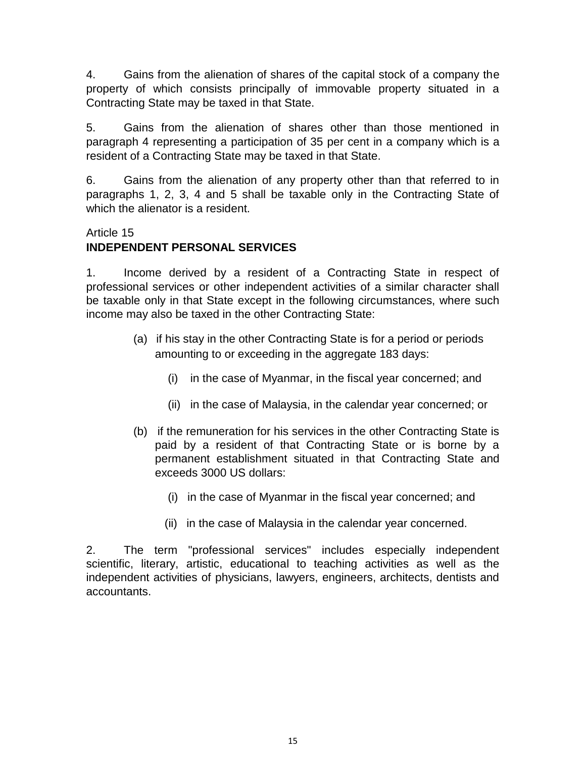4. Gains from the alienation of shares of the capital stock of a company the property of which consists principally of immovable property situated in a Contracting State may be taxed in that State.

5. Gains from the alienation of shares other than those mentioned in paragraph 4 representing a participation of 35 per cent in a company which is a resident of a Contracting State may be taxed in that State.

6. Gains from the alienation of any property other than that referred to in paragraphs 1, 2, 3, 4 and 5 shall be taxable only in the Contracting State of which the alienator is a resident.

Article 15
**INDEPENDENT PERSONAL SERVICES**

1. Income derived by a resident of a Contracting State in respect of professional services or other independent activities of a similar character shall be taxable only in that State except in the following circumstances, where such income may also be taxed in the other Contracting State:

(a) if his stay in the other Contracting State is for a period or periods amounting to or exceeding in the aggregate 183 days:

(i) in the case of Myanmar, in the fiscal year concerned; and

(ii) in the case of Malaysia, in the calendar year concerned; or

(b) if the remuneration for his services in the other Contracting State is paid by a resident of that Contracting State or is borne by a permanent establishment situated in that Contracting State and exceeds 3000 US dollars:

(i) in the case of Myanmar in the fiscal year concerned; and

(ii) in the case of Malaysia in the calendar year concerned.

2. The term "professional services" includes especially independent scientific, literary, artistic, educational to teaching activities as well as the independent activities of physicians, lawyers, engineers, architects, dentists and accountants.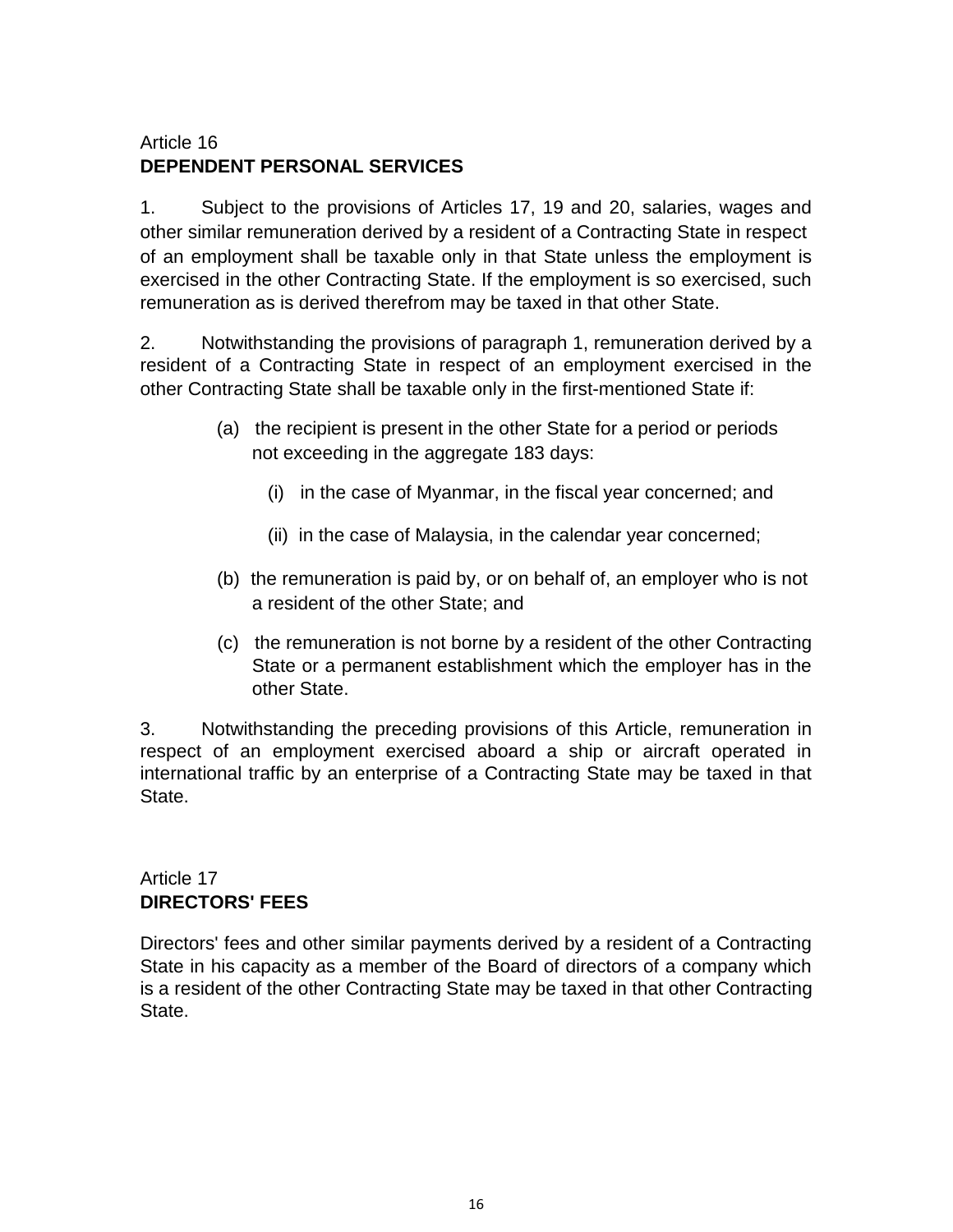Article 16
**DEPENDENT PERSONAL SERVICES**

1. Subject to the provisions of Articles 17, 19 and 20, salaries, wages and other similar remuneration derived by a resident of a Contracting State in respect of an employment shall be taxable only in that State unless the employment is exercised in the other Contracting State. If the employment is so exercised, such remuneration as is derived therefrom may be taxed in that other State.

2. Notwithstanding the provisions of paragraph 1, remuneration derived by a resident of a Contracting State in respect of an employment exercised in the other Contracting State shall be taxable only in the first-mentioned State if:

   (a) the recipient is present in the other State for a period or periods not exceeding in the aggregate 183 days:

      (i) in the case of Myanmar, in the fiscal year concerned; and

      (ii) in the case of Malaysia, in the calendar year concerned;

   (b) the remuneration is paid by, or on behalf of, an employer who is not a resident of the other State; and

   (c) the remuneration is not borne by a resident of the other Contracting State or a permanent establishment which the employer has in the other State.

3. Notwithstanding the preceding provisions of this Article, remuneration in respect of an employment exercised aboard a ship or aircraft operated in international traffic by an enterprise of a Contracting State may be taxed in that State.

Article 17
**DIRECTORS' FEES**

Directors' fees and other similar payments derived by a resident of a Contracting State in his capacity as a member of the Board of directors of a company which is a resident of the other Contracting State may be taxed in that other Contracting State.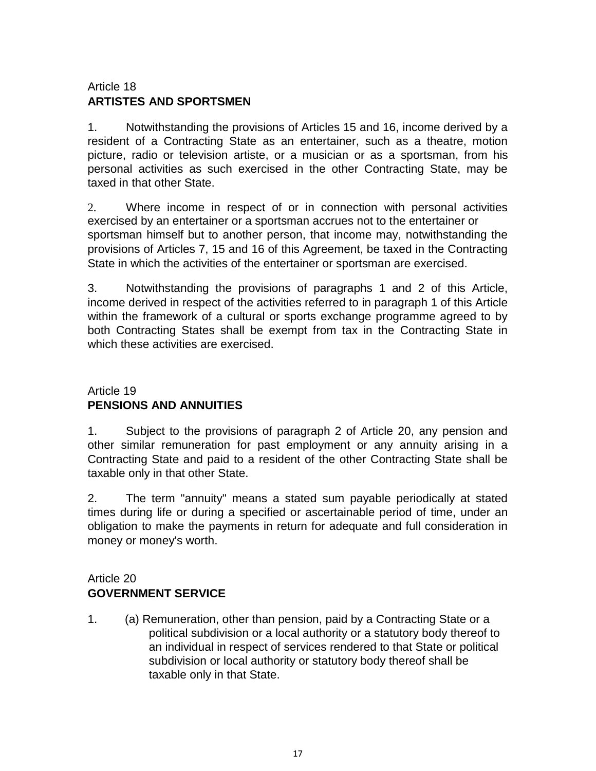Article 18
**ARTISTES AND SPORTSMEN**

1. Notwithstanding the provisions of Articles 15 and 16, income derived by a resident of a Contracting State as an entertainer, such as a theatre, motion picture, radio or television artiste, or a musician or as a sportsman, from his personal activities as such exercised in the other Contracting State, may be taxed in that other State.

2. Where income in respect of or in connection with personal activities exercised by an entertainer or a sportsman accrues not to the entertainer or sportsman himself but to another person, that income may, notwithstanding the provisions of Articles 7, 15 and 16 of this Agreement, be taxed in the Contracting State in which the activities of the entertainer or sportsman are exercised.

3. Notwithstanding the provisions of paragraphs 1 and 2 of this Article, income derived in respect of the activities referred to in paragraph 1 of this Article within the framework of a cultural or sports exchange programme agreed to by both Contracting States shall be exempt from tax in the Contracting State in which these activities are exercised.

Article 19
**PENSIONS AND ANNUITIES**

1. Subject to the provisions of paragraph 2 of Article 20, any pension and other similar remuneration for past employment or any annuity arising in a Contracting State and paid to a resident of the other Contracting State shall be taxable only in that other State.

2. The term "annuity" means a stated sum payable periodically at stated times during life or during a specified or ascertainable period of time, under an obligation to make the payments in return for adequate and full consideration in money or money's worth.

Article 20
**GOVERNMENT SERVICE**

1. (a) Remuneration, other than pension, paid by a Contracting State or a political subdivision or a local authority or a statutory body thereof to an individual in respect of services rendered to that State or political subdivision or local authority or statutory body thereof shall be taxable only in that State.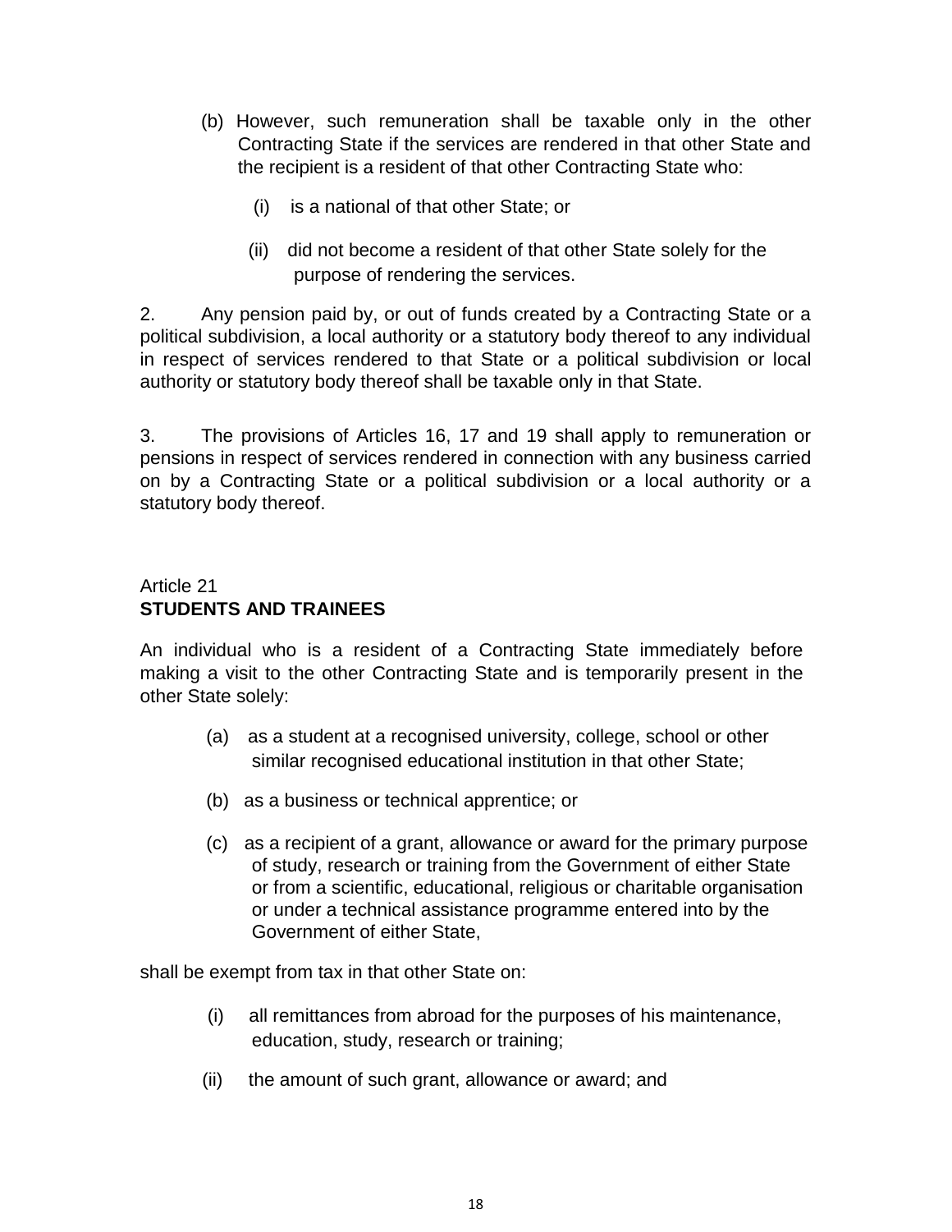(b) However, such remuneration shall be taxable only in the other Contracting State if the services are rendered in that other State and the recipient is a resident of that other Contracting State who:

   (i) is a national of that other State; or

   (ii) did not become a resident of that other State solely for the purpose of rendering the services.

2. Any pension paid by, or out of funds created by a Contracting State or a political subdivision, a local authority or a statutory body thereof to any individual in respect of services rendered to that State or a political subdivision or local authority or statutory body thereof shall be taxable only in that State.

3. The provisions of Articles 16, 17 and 19 shall apply to remuneration or pensions in respect of services rendered in connection with any business carried on by a Contracting State or a political subdivision or a local authority or a statutory body thereof.

Article 21
**STUDENTS AND TRAINEES**

An individual who is a resident of a Contracting State immediately before making a visit to the other Contracting State and is temporarily present in the other State solely:

(a) as a student at a recognised university, college, school or other similar recognised educational institution in that other State;

(b) as a business or technical apprentice; or

(c) as a recipient of a grant, allowance or award for the primary purpose of study, research or training from the Government of either State or from a scientific, educational, religious or charitable organisation or under a technical assistance programme entered into by the Government of either State,

shall be exempt from tax in that other State on:

(i) all remittances from abroad for the purposes of his maintenance, education, study, research or training;

(ii) the amount of such grant, allowance or award; and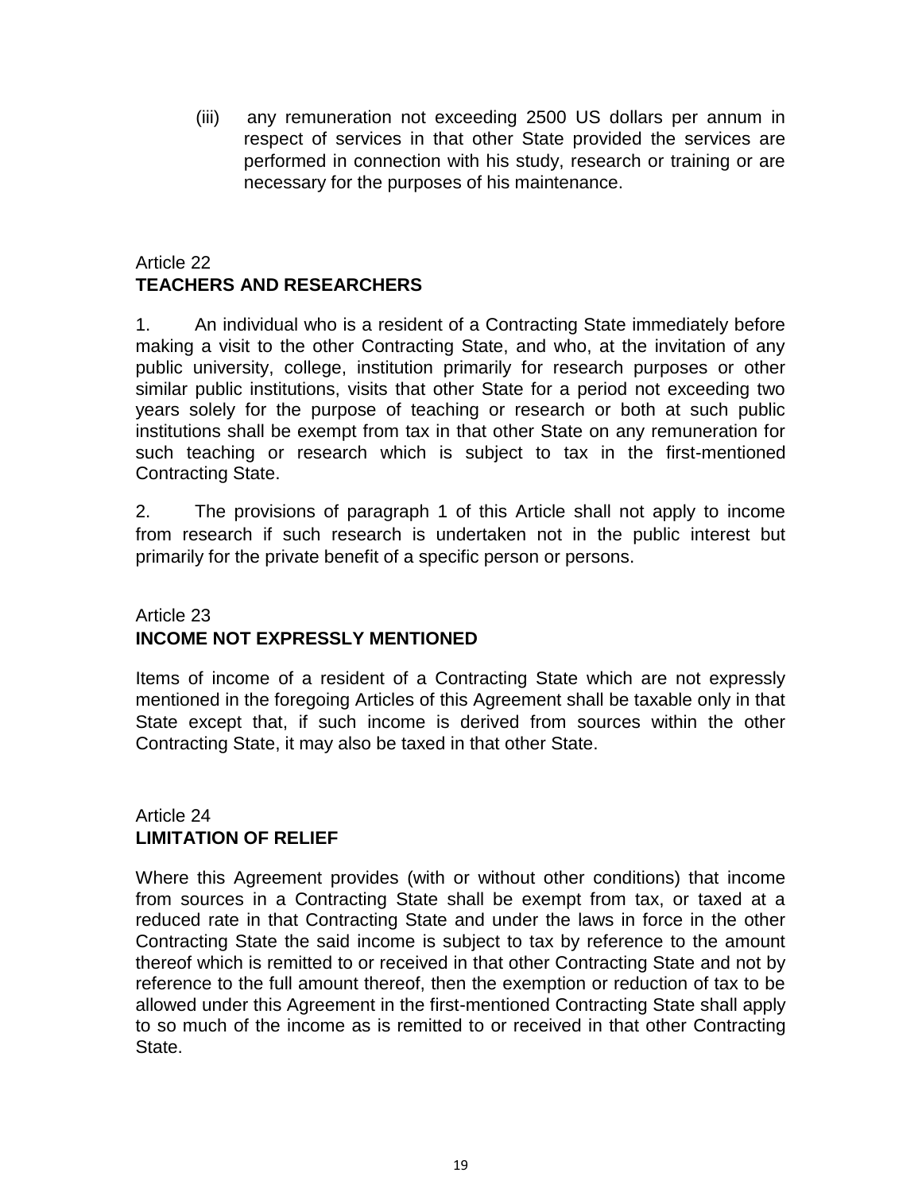(iii) any remuneration not exceeding 2500 US dollars per annum in respect of services in that other State provided the services are performed in connection with his study, research or training or are necessary for the purposes of his maintenance.

Article 22
**TEACHERS AND RESEARCHERS**

1. An individual who is a resident of a Contracting State immediately before making a visit to the other Contracting State, and who, at the invitation of any public university, college, institution primarily for research purposes or other similar public institutions, visits that other State for a period not exceeding two years solely for the purpose of teaching or research or both at such public institutions shall be exempt from tax in that other State on any remuneration for such teaching or research which is subject to tax in the first-mentioned Contracting State.

2. The provisions of paragraph 1 of this Article shall not apply to income from research if such research is undertaken not in the public interest but primarily for the private benefit of a specific person or persons.

Article 23
**INCOME NOT EXPRESSLY MENTIONED**

Items of income of a resident of a Contracting State which are not expressly mentioned in the foregoing Articles of this Agreement shall be taxable only in that State except that, if such income is derived from sources within the other Contracting State, it may also be taxed in that other State.

Article 24
**LIMITATION OF RELIEF**

Where this Agreement provides (with or without other conditions) that income from sources in a Contracting State shall be exempt from tax, or taxed at a reduced rate in that Contracting State and under the laws in force in the other Contracting State the said income is subject to tax by reference to the amount thereof which is remitted to or received in that other Contracting State and not by reference to the full amount thereof, then the exemption or reduction of tax to be allowed under this Agreement in the first-mentioned Contracting State shall apply to so much of the income as is remitted to or received in that other Contracting State.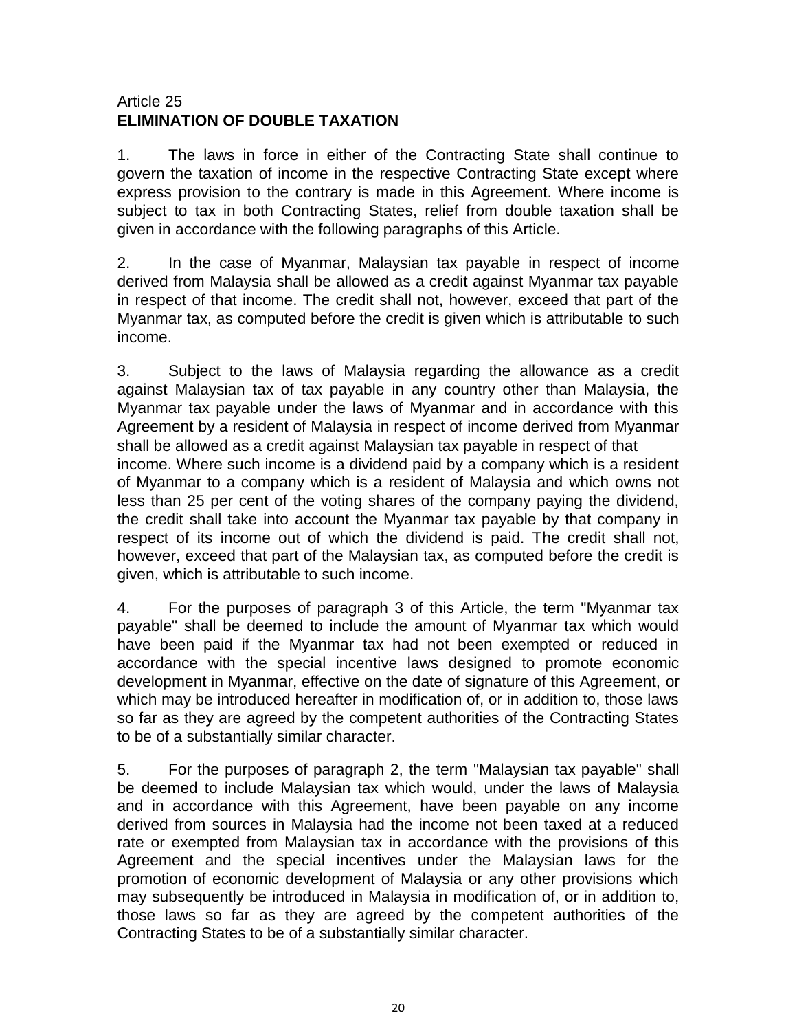Article 25
**ELIMINATION OF DOUBLE TAXATION**

1. The laws in force in either of the Contracting State shall continue to govern the taxation of income in the respective Contracting State except where express provision to the contrary is made in this Agreement. Where income is subject to tax in both Contracting States, relief from double taxation shall be given in accordance with the following paragraphs of this Article.

2. In the case of Myanmar, Malaysian tax payable in respect of income derived from Malaysia shall be allowed as a credit against Myanmar tax payable in respect of that income. The credit shall not, however, exceed that part of the Myanmar tax, as computed before the credit is given which is attributable to such income.

3. Subject to the laws of Malaysia regarding the allowance as a credit against Malaysian tax of tax payable in any country other than Malaysia, the Myanmar tax payable under the laws of Myanmar and in accordance with this Agreement by a resident of Malaysia in respect of income derived from Myanmar shall be allowed as a credit against Malaysian tax payable in respect of that income. Where such income is a dividend paid by a company which is a resident of Myanmar to a company which is a resident of Malaysia and which owns not less than 25 per cent of the voting shares of the company paying the dividend, the credit shall take into account the Myanmar tax payable by that company in respect of its income out of which the dividend is paid. The credit shall not, however, exceed that part of the Malaysian tax, as computed before the credit is given, which is attributable to such income.

4. For the purposes of paragraph 3 of this Article, the term "Myanmar tax payable" shall be deemed to include the amount of Myanmar tax which would have been paid if the Myanmar tax had not been exempted or reduced in accordance with the special incentive laws designed to promote economic development in Myanmar, effective on the date of signature of this Agreement, or which may be introduced hereafter in modification of, or in addition to, those laws so far as they are agreed by the competent authorities of the Contracting States to be of a substantially similar character.

5. For the purposes of paragraph 2, the term "Malaysian tax payable" shall be deemed to include Malaysian tax which would, under the laws of Malaysia and in accordance with this Agreement, have been payable on any income derived from sources in Malaysia had the income not been taxed at a reduced rate or exempted from Malaysian tax in accordance with the provisions of this Agreement and the special incentives under the Malaysian laws for the promotion of economic development of Malaysia or any other provisions which may subsequently be introduced in Malaysia in modification of, or in addition to, those laws so far as they are agreed by the competent authorities of the Contracting States to be of a substantially similar character.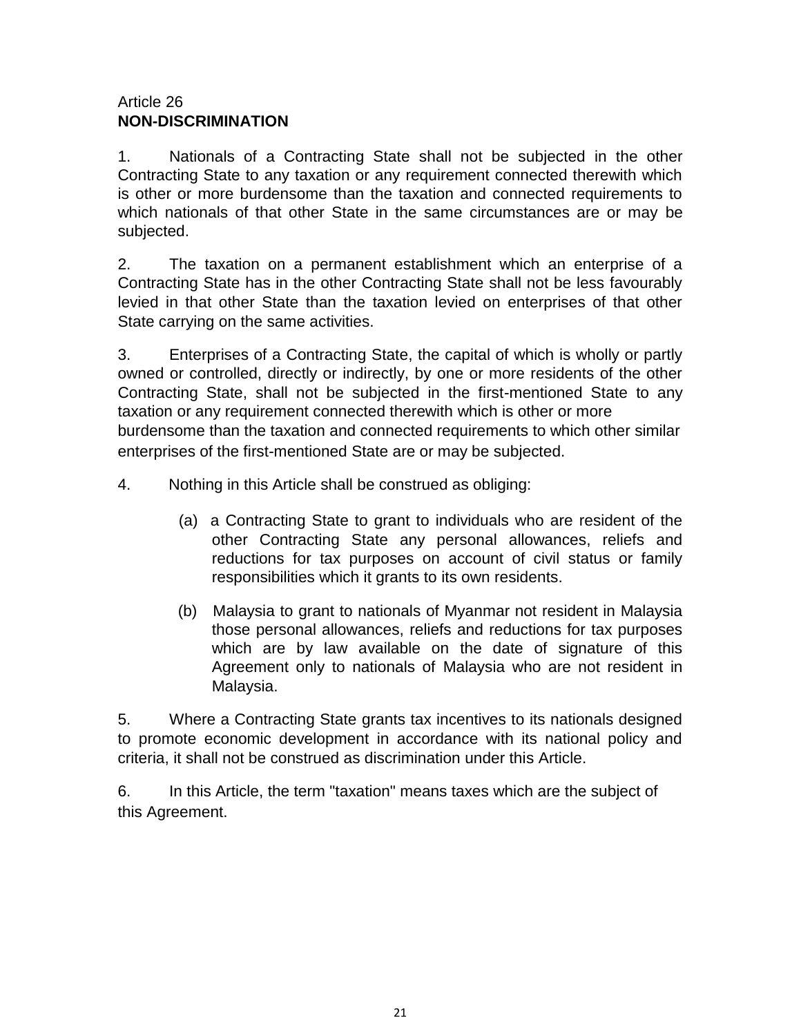Article 26
**NON-DISCRIMINATION**

1. Nationals of a Contracting State shall not be subjected in the other Contracting State to any taxation or any requirement connected therewith which is other or more burdensome than the taxation and connected requirements to which nationals of that other State in the same circumstances are or may be subjected.

2. The taxation on a permanent establishment which an enterprise of a Contracting State has in the other Contracting State shall not be less favourably levied in that other State than the taxation levied on enterprises of that other State carrying on the same activities.

3. Enterprises of a Contracting State, the capital of which is wholly or partly owned or controlled, directly or indirectly, by one or more residents of the other Contracting State, shall not be subjected in the first-mentioned State to any taxation or any requirement connected therewith which is other or more burdensome than the taxation and connected requirements to which other similar enterprises of the first-mentioned State are or may be subjected.

4. Nothing in this Article shall be construed as obliging:

   (a) a Contracting State to grant to individuals who are resident of the other Contracting State any personal allowances, reliefs and reductions for tax purposes on account of civil status or family responsibilities which it grants to its own residents.

   (b) Malaysia to grant to nationals of Myanmar not resident in Malaysia those personal allowances, reliefs and reductions for tax purposes which are by law available on the date of signature of this Agreement only to nationals of Malaysia who are not resident in Malaysia.

5. Where a Contracting State grants tax incentives to its nationals designed to promote economic development in accordance with its national policy and criteria, it shall not be construed as discrimination under this Article.

6. In this Article, the term "taxation" means taxes which are the subject of this Agreement.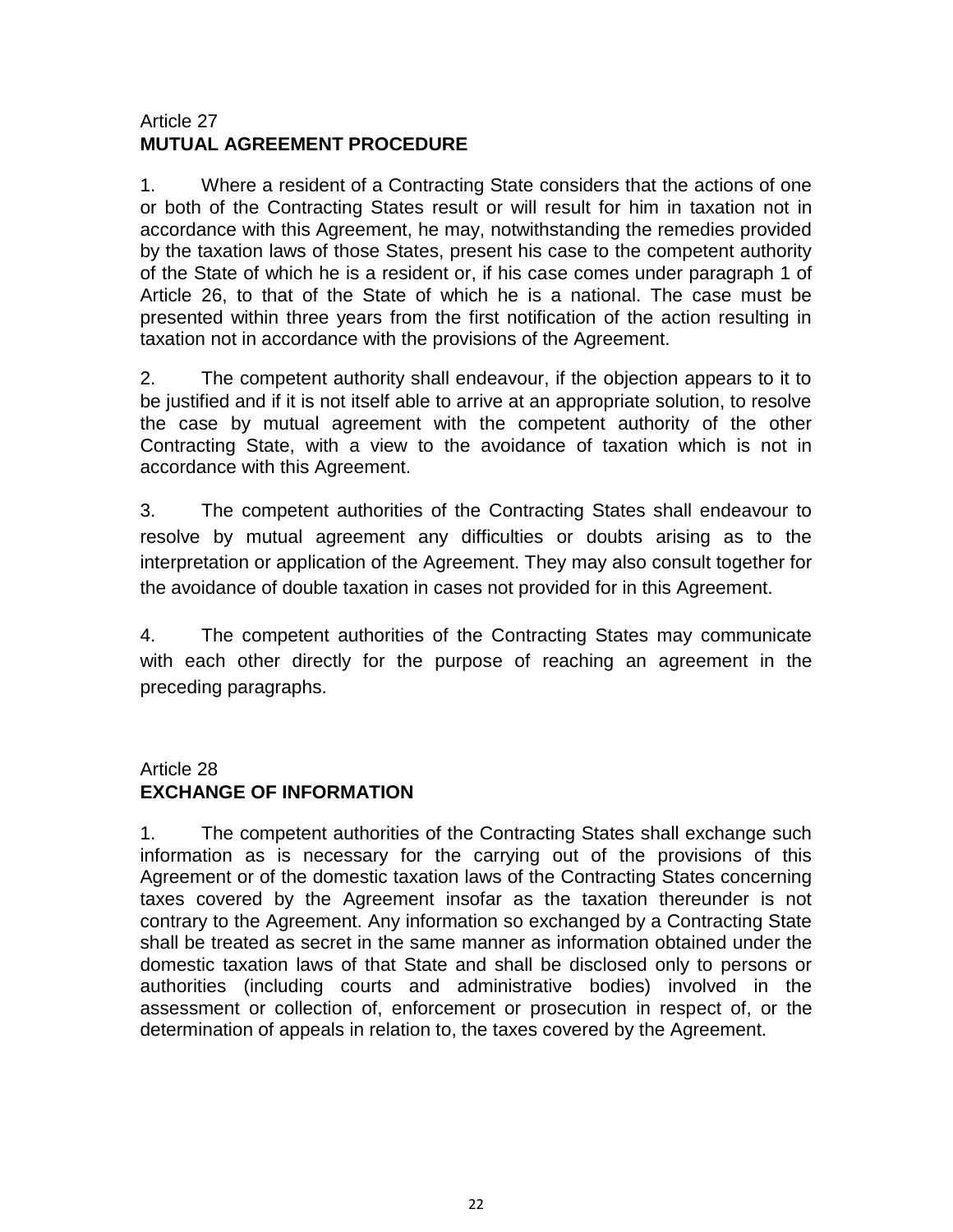Article 27
**MUTUAL AGREEMENT PROCEDURE**

1. Where a resident of a Contracting State considers that the actions of one or both of the Contracting States result or will result for him in taxation not in accordance with this Agreement, he may, notwithstanding the remedies provided by the taxation laws of those States, present his case to the competent authority of the State of which he is a resident or, if his case comes under paragraph 1 of Article 26, to that of the State of which he is a national. The case must be presented within three years from the first notification of the action resulting in taxation not in accordance with the provisions of the Agreement.

2. The competent authority shall endeavour, if the objection appears to it to be justified and if it is not itself able to arrive at an appropriate solution, to resolve the case by mutual agreement with the competent authority of the other Contracting State, with a view to the avoidance of taxation which is not in accordance with this Agreement.

3. The competent authorities of the Contracting States shall endeavour to resolve by mutual agreement any difficulties or doubts arising as to the interpretation or application of the Agreement. They may also consult together for the avoidance of double taxation in cases not provided for in this Agreement.

4. The competent authorities of the Contracting States may communicate with each other directly for the purpose of reaching an agreement in the preceding paragraphs.

Article 28
**EXCHANGE OF INFORMATION**

1. The competent authorities of the Contracting States shall exchange such information as is necessary for the carrying out of the provisions of this Agreement or of the domestic taxation laws of the Contracting States concerning taxes covered by the Agreement insofar as the taxation thereunder is not contrary to the Agreement. Any information so exchanged by a Contracting State shall be treated as secret in the same manner as information obtained under the domestic taxation laws of that State and shall be disclosed only to persons or authorities (including courts and administrative bodies) involved in the assessment or collection of, enforcement or prosecution in respect of, or the determination of appeals in relation to, the taxes covered by the Agreement.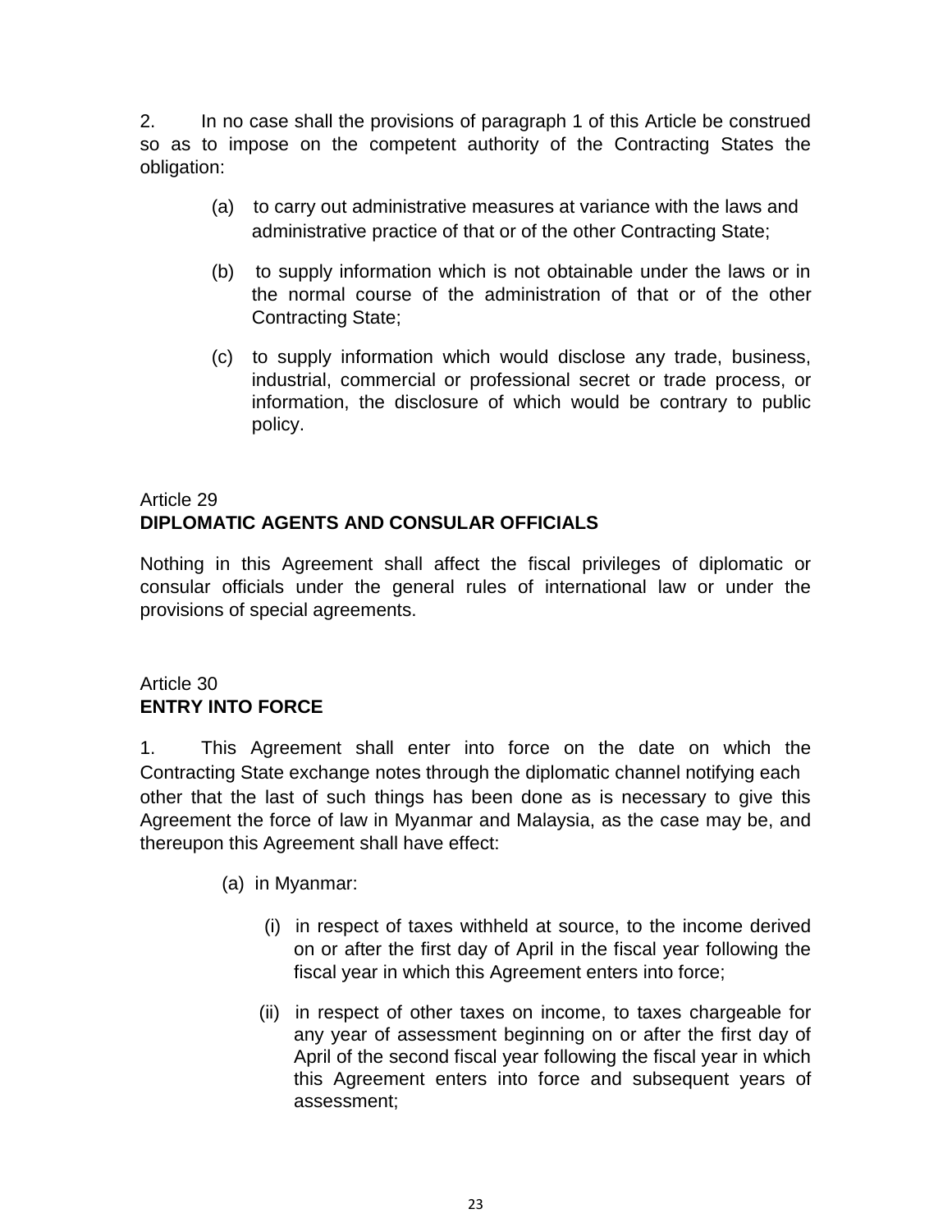2. In no case shall the provisions of paragraph 1 of this Article be construed so as to impose on the competent authority of the Contracting States the obligation:

(a) to carry out administrative measures at variance with the laws and administrative practice of that or of the other Contracting State;

(b) to supply information which is not obtainable under the laws or in the normal course of the administration of that or of the other Contracting State;

(c) to supply information which would disclose any trade, business, industrial, commercial or professional secret or trade process, or information, the disclosure of which would be contrary to public policy.

Article 29
**DIPLOMATIC AGENTS AND CONSULAR OFFICIALS**

Nothing in this Agreement shall affect the fiscal privileges of diplomatic or consular officials under the general rules of international law or under the provisions of special agreements.

Article 30
**ENTRY INTO FORCE**

1. This Agreement shall enter into force on the date on which the Contracting State exchange notes through the diplomatic channel notifying each other that the last of such things has been done as is necessary to give this Agreement the force of law in Myanmar and Malaysia, as the case may be, and thereupon this Agreement shall have effect:

(a) in Myanmar:

(i) in respect of taxes withheld at source, to the income derived on or after the first day of April in the fiscal year following the fiscal year in which this Agreement enters into force;

(ii) in respect of other taxes on income, to taxes chargeable for any year of assessment beginning on or after the first day of April of the second fiscal year following the fiscal year in which this Agreement enters into force and subsequent years of assessment;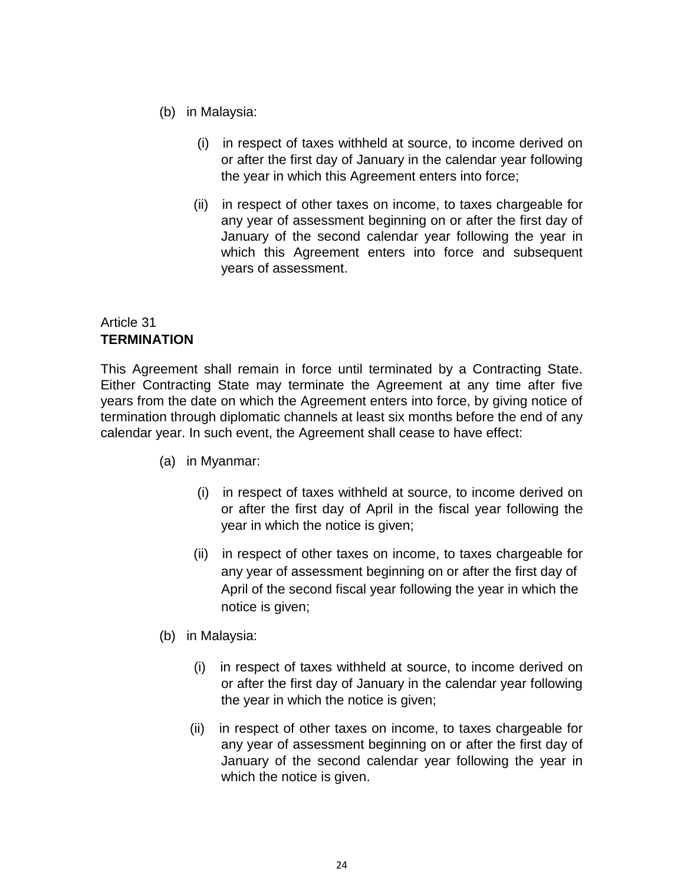(b) in Malaysia:

   (i) in respect of taxes withheld at source, to income derived on or after the first day of January in the calendar year following the year in which this Agreement enters into force;

   (ii) in respect of other taxes on income, to taxes chargeable for any year of assessment beginning on or after the first day of January of the second calendar year following the year in which this Agreement enters into force and subsequent years of assessment.

Article 31
**TERMINATION**

This Agreement shall remain in force until terminated by a Contracting State. Either Contracting State may terminate the Agreement at any time after five years from the date on which the Agreement enters into force, by giving notice of termination through diplomatic channels at least six months before the end of any calendar year. In such event, the Agreement shall cease to have effect:

(a) in Myanmar:

   (i) in respect of taxes withheld at source, to income derived on or after the first day of April in the fiscal year following the year in which the notice is given;

   (ii) in respect of other taxes on income, to taxes chargeable for any year of assessment beginning on or after the first day of April of the second fiscal year following the year in which the notice is given;

(b) in Malaysia:

   (i) in respect of taxes withheld at source, to income derived on or after the first day of January in the calendar year following the year in which the notice is given;

   (ii) in respect of other taxes on income, to taxes chargeable for any year of assessment beginning on or after the first day of January of the second calendar year following the year in which the notice is given.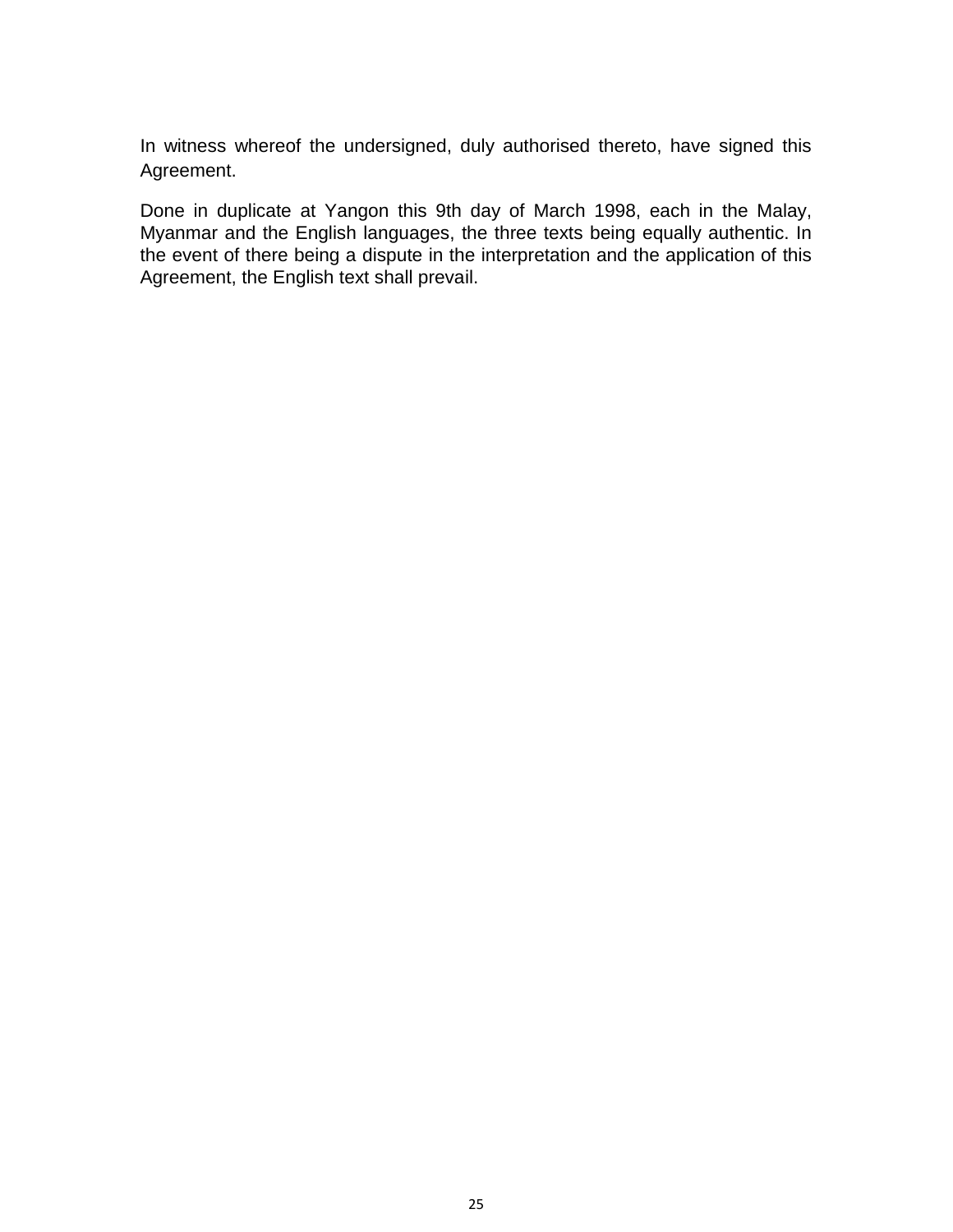In witness whereof the undersigned, duly authorised thereto, have signed this Agreement.

Done in duplicate at Yangon this 9th day of March 1998, each in the Malay, Myanmar and the English languages, the three texts being equally authentic. In the event of there being a dispute in the interpretation and the application of this Agreement, the English text shall prevail.